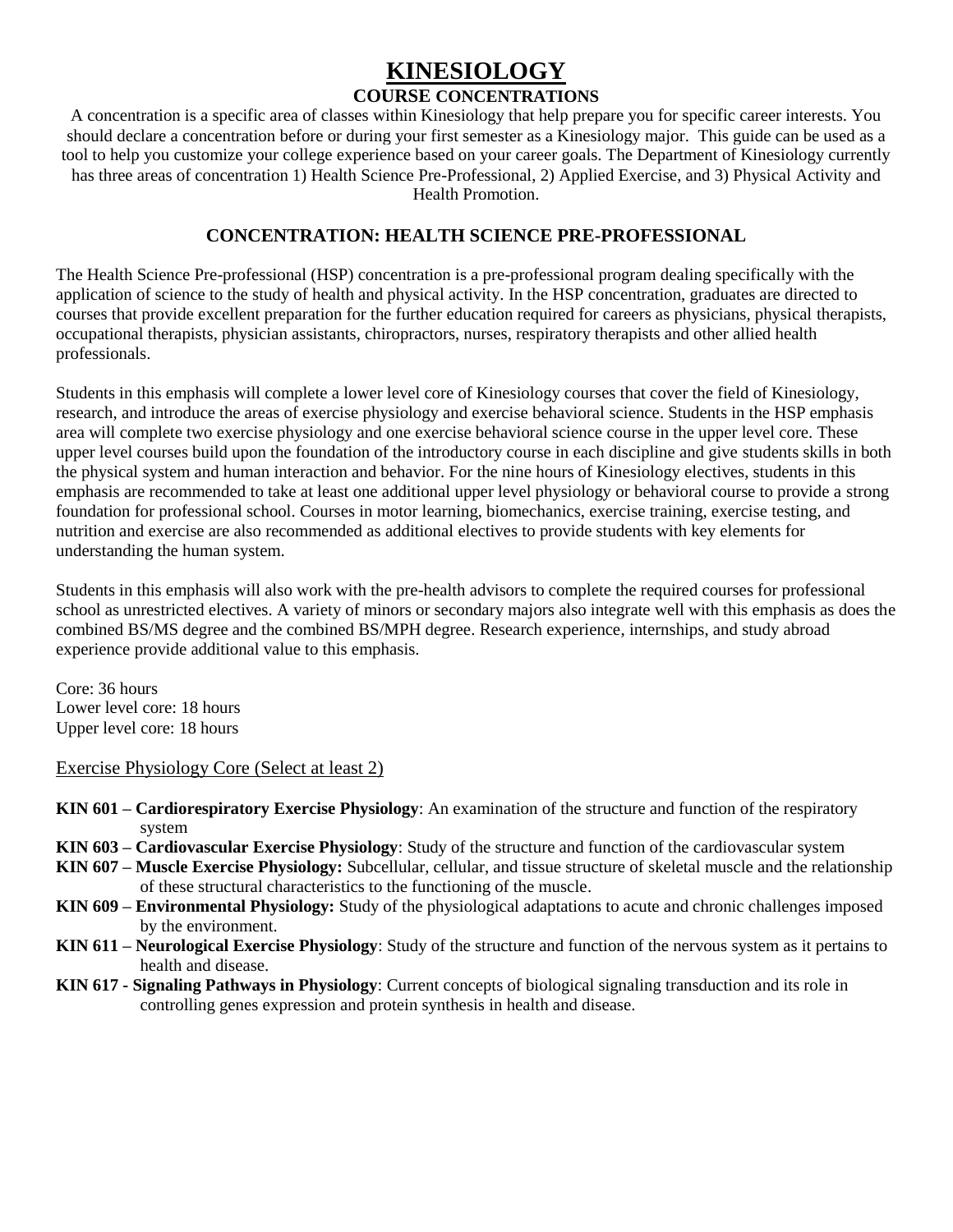# KINESIOLOGY

## COURSE CONCENTRATIONS

A concentration is a specific area of classes within Kinesiology that help prepare you for specific career interests. You should declare a concentration before or during your first semester as a Kinesiology major. This guide can be used as a tool to help you customize your college experience based on your career goals. The Department of Kinesiology currently has three areas of concentration 1) Health Science Pre-Professional, 2) Applied Exercise, and 3) Physical Activity and Health Promotion.

### CONCENTRATION: HEALTH SCIENCE PRE-PROFESSIONAL

The Health Science Pre-professional (HSP) concentration is a pre-professional program dealing specifically with the application of science to the study of health and physical activity. In the HSP concentration, graduates are directed to courses that provide excellent preparation for the further education required for careers as physicians, physical therapists, occupational therapists, physician assistants, chiropractors, nurses, respiratory therapists and other allied health professionals.

Students in this emphasis will complete a lower level core of Kinesiology courses that cover the field of Kinesiology, research, and introduce the areas of exercise physiology and exercise behavioral science. Students in the HSP emphasis area will complete two exercise physiology and one exercise behavioral science course in the upper level core. These upper level courses build upon the foundation of the introductory course in each discipline and give students skills in both the physical system and human interaction and behavior. For the nine hours of Kinesiology electives, students in this emphasis are recommended to take at least one additional upper level physiology or behavioral course to provide a strong foundation for professional school. Courses in motor learning, biomechanics, exercise training, exercise testing, and nutrition and exercise are also recommended as additional electives to provide students with key elements for understanding the human system.

Students in this emphasis will also work with the pre-health advisors to complete the required courses for professional school as unrestricted electives. A variety of minors or secondary majors also integrate well with this emphasis as does the combined BS/MS degree and the combined BS/MPH degree. Research experience, internships, and study abroad experience provide additional value to this emphasis.

Core: 36 hours
Lower level core: 18 hours
Upper level core: 18 hours

Exercise Physiology Core (Select at least 2)

- **KIN 601 – Cardiorespiratory Exercise Physiology**: An examination of the structure and function of the respiratory system
- **KIN 603 – Cardiovascular Exercise Physiology**: Study of the structure and function of the cardiovascular system
- **KIN 607 – Muscle Exercise Physiology:** Subcellular, cellular, and tissue structure of skeletal muscle and the relationship of these structural characteristics to the functioning of the muscle.
- **KIN 609 – Environmental Physiology:** Study of the physiological adaptations to acute and chronic challenges imposed by the environment.
- **KIN 611 – Neurological Exercise Physiology**: Study of the structure and function of the nervous system as it pertains to health and disease.
- **KIN 617 - Signaling Pathways in Physiology**: Current concepts of biological signaling transduction and its role in controlling genes expression and protein synthesis in health and disease.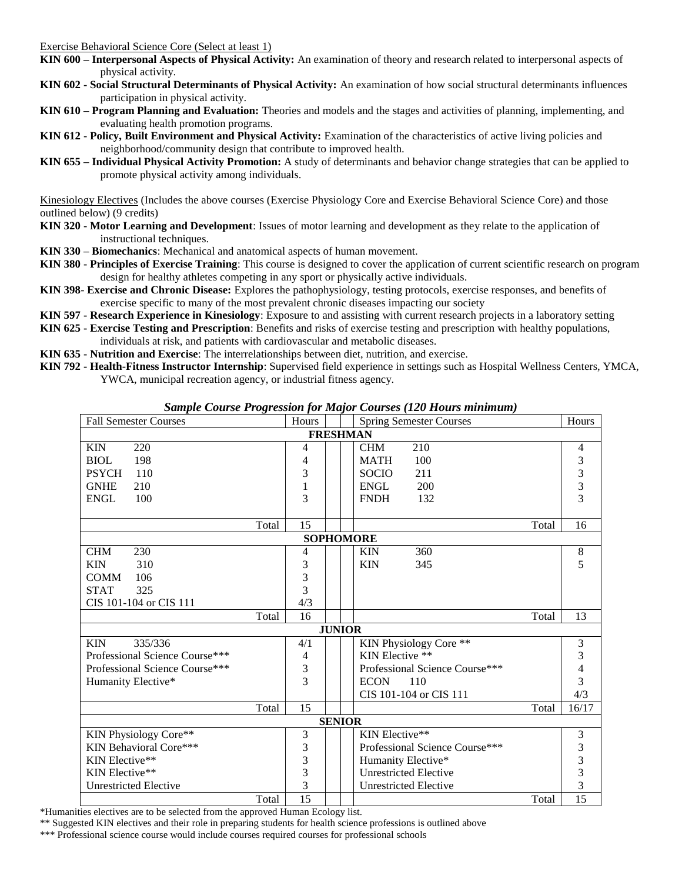Exercise Behavioral Science Core (Select at least 1)

**KIN 600 – Interpersonal Aspects of Physical Activity:** An examination of theory and research related to interpersonal aspects of physical activity.

**KIN 602 - Social Structural Determinants of Physical Activity:** An examination of how social structural determinants influences participation in physical activity.

**KIN 610 – Program Planning and Evaluation:** Theories and models and the stages and activities of planning, implementing, and evaluating health promotion programs.

**KIN 612 - Policy, Built Environment and Physical Activity:** Examination of the characteristics of active living policies and neighborhood/community design that contribute to improved health.

**KIN 655 – Individual Physical Activity Promotion:** A study of determinants and behavior change strategies that can be applied to promote physical activity among individuals.

Kinesiology Electives (Includes the above courses (Exercise Physiology Core and Exercise Behavioral Science Core) and those outlined below) (9 credits)

**KIN 320 - Motor Learning and Development**: Issues of motor learning and development as they relate to the application of instructional techniques.

**KIN 330 – Biomechanics**: Mechanical and anatomical aspects of human movement.

**KIN 380 - Principles of Exercise Training**: This course is designed to cover the application of current scientific research on program design for healthy athletes competing in any sport or physically active individuals.

**KIN 398- Exercise and Chronic Disease:** Explores the pathophysiology, testing protocols, exercise responses, and benefits of exercise specific to many of the most prevalent chronic diseases impacting our society

**KIN 597 - Research Experience in Kinesiology**: Exposure to and assisting with current research projects in a laboratory setting

**KIN 625 - Exercise Testing and Prescription**: Benefits and risks of exercise testing and prescription with healthy populations, individuals at risk, and patients with cardiovascular and metabolic diseases.

**KIN 635 - Nutrition and Exercise**: The interrelationships between diet, nutrition, and exercise.

**KIN 792 - Health-Fitness Instructor Internship**: Supervised field experience in settings such as Hospital Wellness Centers, YMCA, YWCA, municipal recreation agency, or industrial fitness agency.

***Sample Course Progression for Major Courses (120 Hours minimum)***

| Fall Semester Courses | Hours | Spring Semester Courses | Hours |
|---|---|---|---|
| **FRESHMAN** | | | |
| KIN 220 | 4 | CHM 210 | 4 |
| BIOL 198 | 4 | MATH 100 | 3 |
| PSYCH 110 | 3 | SOCIO 211 | 3 |
| GNHE 210 | 1 | ENGL 200 | 3 |
| ENGL 100 | 3 | FNDH 132 | 3 |
| Total | 15 | Total | 16 |
| **SOPHOMORE** | | | |
| CHM 230 | 4 | KIN 360 | 8 |
| KIN 310 | 3 | KIN 345 | 5 |
| COMM 106 | 3 | | |
| STAT 325 | 3 | | |
| CIS 101-104 or CIS 111 | 4/3 | | |
| Total | 16 | Total | 13 |
| **JUNIOR** | | | |
| KIN 335/336 | 4/1 | KIN Physiology Core ** | 3 |
| Professional Science Course*** | 4 | KIN Elective ** | 3 |
| Professional Science Course*** | 3 | Professional Science Course*** | 4 |
| Humanity Elective* | 3 | ECON 110 | 3 |
| | | CIS 101-104 or CIS 111 | 4/3 |
| Total | 15 | Total | 16/17 |
| **SENIOR** | | | |
| KIN Physiology Core** | 3 | KIN Elective** | 3 |
| KIN Behavioral Core*** | 3 | Professional Science Course*** | 3 |
| KIN Elective** | 3 | Humanity Elective* | 3 |
| KIN Elective** | 3 | Unrestricted Elective | 3 |
| Unrestricted Elective | 3 | Unrestricted Elective | 3 |
| Total | 15 | Total | 15 |

*Humanities electives are to be selected from the approved Human Ecology list.

** Suggested KIN electives and their role in preparing students for health science professions is outlined above

*** Professional science course would include courses required courses for professional schools